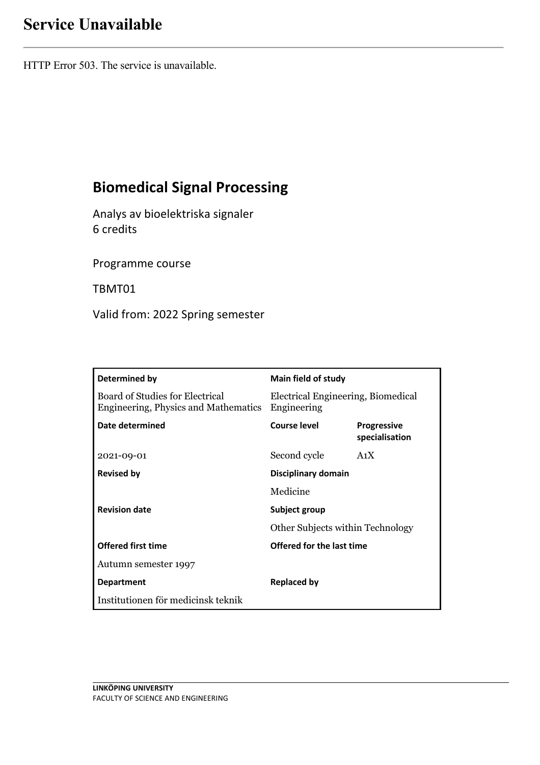# Service Unavailable

HTTP Error 503. The service is unavailable.

# Biomedical Signal Processing

Analys av bioelektriska signaler
6 credits

Programme course

TBMT01

Valid from: 2022 Spring semester

| | | |
|---|---|---|
| **Determined by** | **Main field of study** | |
| Board of Studies for Electrical Engineering, Physics and Mathematics | Electrical Engineering, Biomedical Engineering | |
| **Date determined** | **Course level** | **Progressive specialisation** |
| 2021-09-01 | Second cycle | A1X |
| **Revised by** | **Disciplinary domain** | |
| | Medicine | |
| **Revision date** | **Subject group** | |
| | Other Subjects within Technology | |
| **Offered first time** | **Offered for the last time** | |
| Autumn semester 1997 | | |
| **Department** | **Replaced by** | |
| Institutionen för medicinsk teknik | | |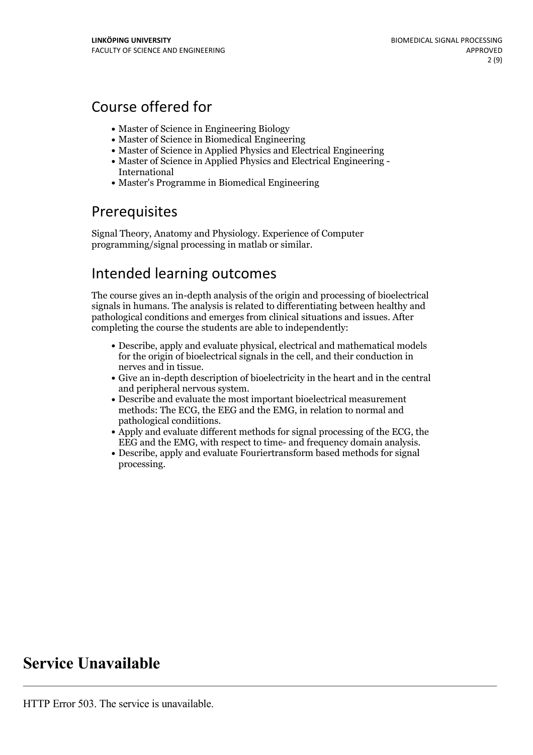## Course offered for

- Master of Science in Engineering Biology
- Master of Science in Biomedical Engineering
- Master of Science in Applied Physics and Electrical Engineering
- Master of Science in Applied Physics and Electrical Engineering - International
- Master's Programme in Biomedical Engineering

## Prerequisites

Signal Theory, Anatomy and Physiology. Experience of Computer programming/signal processing in matlab or similar.

## Intended learning outcomes

The course gives an in-depth analysis of the origin and processing of bioelectrical signals in humans. The analysis is related to differentiating between healthy and pathological conditions and emerges from clinical situations and issues. After completing the course the students are able to independently:

- Describe, apply and evaluate physical, electrical and mathematical models for the origin of bioelectrical signals in the cell, and their conduction in nerves and in tissue.
- Give an in-depth description of bioelectricity in the heart and in the central and peripheral nervous system.
- Describe and evaluate the most important bioelectrical measurement methods: The ECG, the EEG and the EMG, in relation to normal and pathological condiitions.
- Apply and evaluate different methods for signal processing of the ECG, the EEG and the EMG, with respect to time- and frequency domain analysis.
- Describe, apply and evaluate Fouriertransform based methods for signal processing.

# Service Unavailable

HTTP Error 503. The service is unavailable.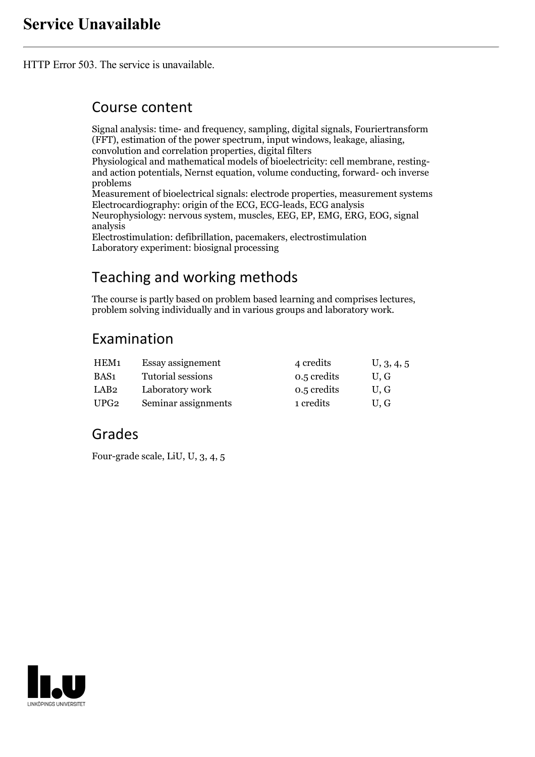# Service Unavailable

HTTP Error 503. The service is unavailable.

## Course content

Signal analysis: time- and frequency, sampling, digital signals, Fouriertransform (FFT), estimation of the power spectrum, input windows, leakage, aliasing, convolution and correlation properties, digital filters
Physiological and mathematical models of bioelectricity: cell membrane, resting- and action potentials, Nernst equation, volume conducting, forward- och inverse problems
Measurement of bioelectrical signals: electrode properties, measurement systems
Electrocardiography: origin of the ECG, ECG-leads, ECG analysis
Neurophysiology: nervous system, muscles, EEG, EP, EMG, ERG, EOG, signal analysis
Electrostimulation: defibrillation, pacemakers, electrostimulation
Laboratory experiment: biosignal processing

## Teaching and working methods

The course is partly based on problem based learning and comprises lectures, problem solving individually and in various groups and laboratory work.

## Examination

| | | | |
|---|---|---|---|
| HEM1 | Essay assignement | 4 credits | U, 3, 4, 5 |
| BAS1 | Tutorial sessions | 0.5 credits | U, G |
| LAB2 | Laboratory work | 0.5 credits | U, G |
| UPG2 | Seminar assignments | 1 credits | U, G |

## Grades

Four-grade scale, LiU, U, 3, 4, 5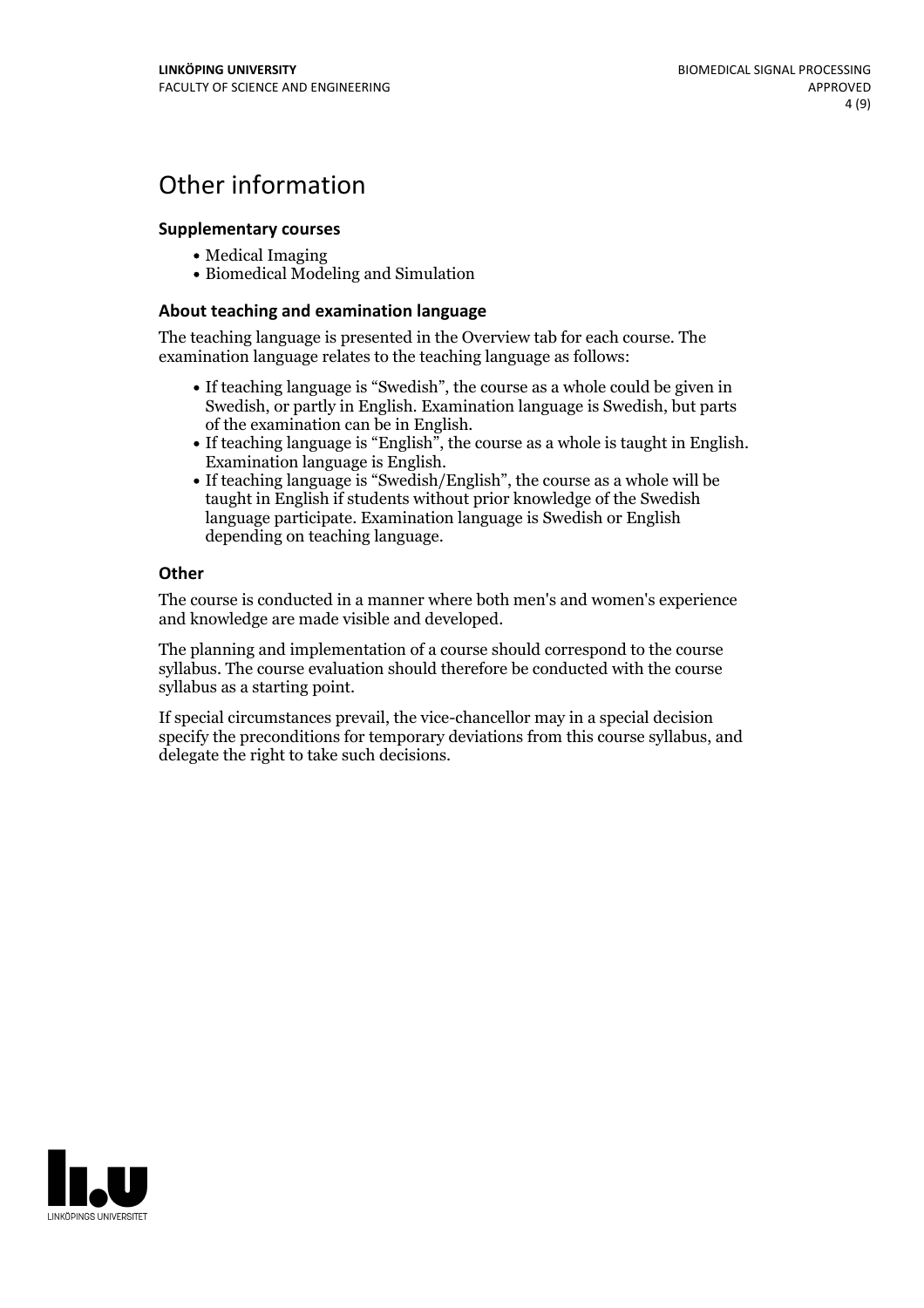# Other information

### Supplementary courses

- Medical Imaging
- Biomedical Modeling and Simulation

### About teaching and examination language

The teaching language is presented in the Overview tab for each course. The examination language relates to the teaching language as follows:

- If teaching language is "Swedish", the course as a whole could be given in Swedish, or partly in English. Examination language is Swedish, but parts of the examination can be in English.
- If teaching language is "English", the course as a whole is taught in English. Examination language is English.
- If teaching language is "Swedish/English", the course as a whole will be taught in English if students without prior knowledge of the Swedish language participate. Examination language is Swedish or English depending on teaching language.

### Other

The course is conducted in a manner where both men's and women's experience and knowledge are made visible and developed.

The planning and implementation of a course should correspond to the course syllabus. The course evaluation should therefore be conducted with the course syllabus as a starting point.

If special circumstances prevail, the vice-chancellor may in a special decision specify the preconditions for temporary deviations from this course syllabus, and delegate the right to take such decisions.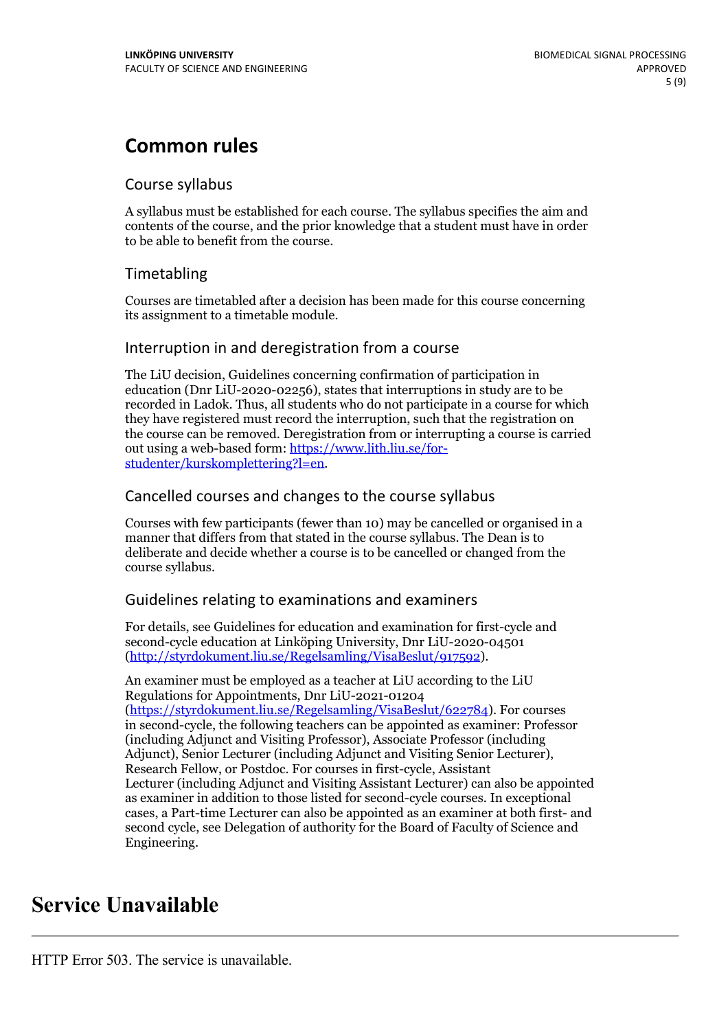# Common rules

## Course syllabus

A syllabus must be established for each course. The syllabus specifies the aim and contents of the course, and the prior knowledge that a student must have in order to be able to benefit from the course.

## Timetabling

Courses are timetabled after a decision has been made for this course concerning its assignment to a timetable module.

## Interruption in and deregistration from a course

The LiU decision, Guidelines concerning confirmation of participation in education (Dnr LiU-2020-02256), states that interruptions in study are to be recorded in Ladok. Thus, all students who do not participate in a course for which they have registered must record the interruption, such that the registration on the course can be removed. Deregistration from or interrupting a course is carried out using a web-based form: [https://www.lith.liu.se/for-studenter/kurskomplettering?l=en](https://www.lith.liu.se/for-studenter/kurskomplettering?l=en).

## Cancelled courses and changes to the course syllabus

Courses with few participants (fewer than 10) may be cancelled or organised in a manner that differs from that stated in the course syllabus. The Dean is to deliberate and decide whether a course is to be cancelled or changed from the course syllabus.

## Guidelines relating to examinations and examiners

For details, see Guidelines for education and examination for first-cycle and second-cycle education at Linköping University, Dnr LiU-2020-04501 ([http://styrdokument.liu.se/Regelsamling/VisaBeslut/917592](http://styrdokument.liu.se/Regelsamling/VisaBeslut/917592)).

An examiner must be employed as a teacher at LiU according to the LiU Regulations for Appointments, Dnr LiU-2021-01204 ([https://styrdokument.liu.se/Regelsamling/VisaBeslut/622784](https://styrdokument.liu.se/Regelsamling/VisaBeslut/622784)). For courses in second-cycle, the following teachers can be appointed as examiner: Professor (including Adjunct and Visiting Professor), Associate Professor (including Adjunct), Senior Lecturer (including Adjunct and Visiting Senior Lecturer), Research Fellow, or Postdoc. For courses in first-cycle, Assistant Lecturer (including Adjunct and Visiting Assistant Lecturer) can also be appointed as examiner in addition to those listed for second-cycle courses. In exceptional cases, a Part-time Lecturer can also be appointed as an examiner at both first- and second cycle, see Delegation of authority for the Board of Faculty of Science and Engineering.

# Service Unavailable

---

HTTP Error 503. The service is unavailable.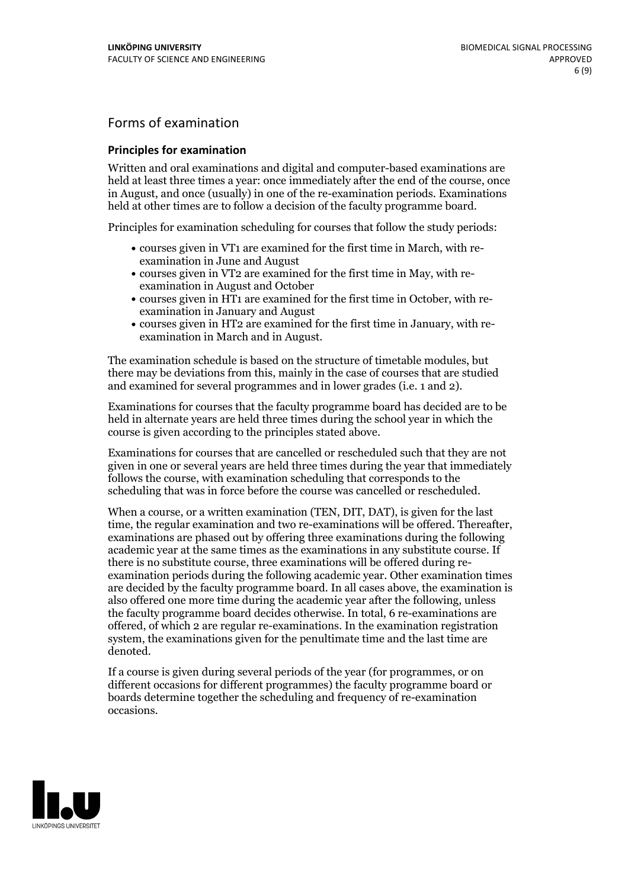## Forms of examination

### Principles for examination

Written and oral examinations and digital and computer-based examinations are held at least three times a year: once immediately after the end of the course, once in August, and once (usually) in one of the re-examination periods. Examinations held at other times are to follow a decision of the faculty programme board.

Principles for examination scheduling for courses that follow the study periods:

- courses given in VT1 are examined for the first time in March, with re-examination in June and August
- courses given in VT2 are examined for the first time in May, with re-examination in August and October
- courses given in HT1 are examined for the first time in October, with re-examination in January and August
- courses given in HT2 are examined for the first time in January, with re-examination in March and in August.

The examination schedule is based on the structure of timetable modules, but there may be deviations from this, mainly in the case of courses that are studied and examined for several programmes and in lower grades (i.e. 1 and 2).

Examinations for courses that the faculty programme board has decided are to be held in alternate years are held three times during the school year in which the course is given according to the principles stated above.

Examinations for courses that are cancelled or rescheduled such that they are not given in one or several years are held three times during the year that immediately follows the course, with examination scheduling that corresponds to the scheduling that was in force before the course was cancelled or rescheduled.

When a course, or a written examination (TEN, DIT, DAT), is given for the last time, the regular examination and two re-examinations will be offered. Thereafter, examinations are phased out by offering three examinations during the following academic year at the same times as the examinations in any substitute course. If there is no substitute course, three examinations will be offered during re-examination periods during the following academic year. Other examination times are decided by the faculty programme board. In all cases above, the examination is also offered one more time during the academic year after the following, unless the faculty programme board decides otherwise. In total, 6 re-examinations are offered, of which 2 are regular re-examinations. In the examination registration system, the examinations given for the penultimate time and the last time are denoted.

If a course is given during several periods of the year (for programmes, or on different occasions for different programmes) the faculty programme board or boards determine together the scheduling and frequency of re-examination occasions.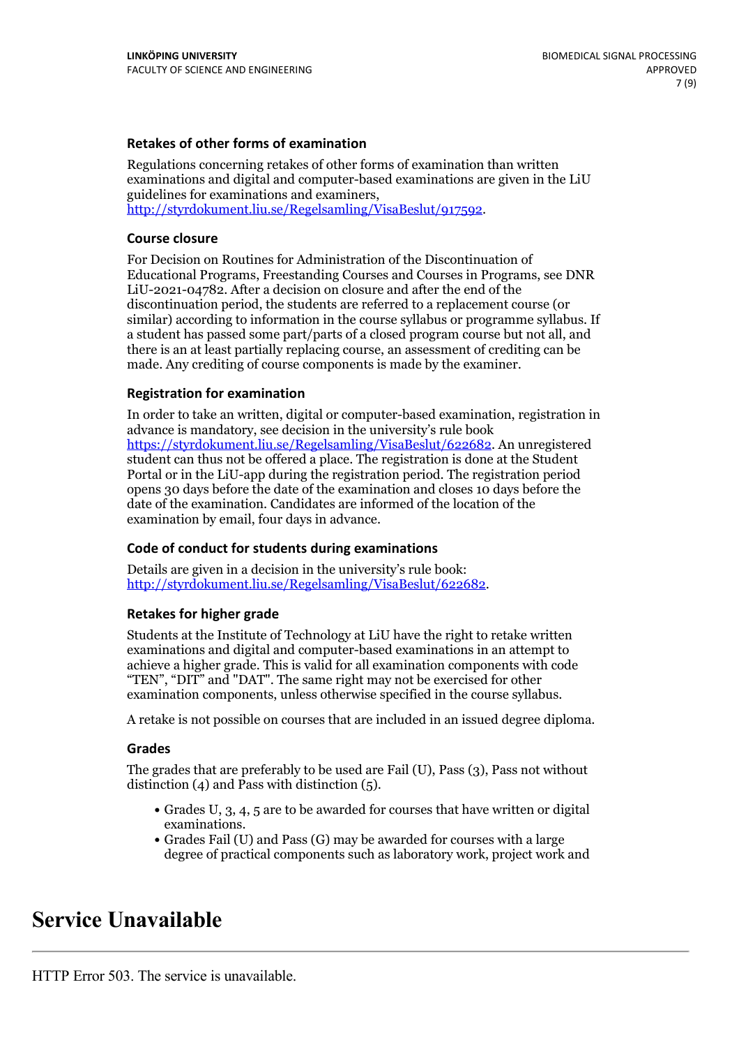### Retakes of other forms of examination

Regulations concerning retakes of other forms of examination than written examinations and digital and computer-based examinations are given in the LiU guidelines for examinations and examiners, http://styrdokument.liu.se/Regelsamling/VisaBeslut/917592.

### Course closure

For Decision on Routines for Administration of the Discontinuation of Educational Programs, Freestanding Courses and Courses in Programs, see DNR LiU-2021-04782. After a decision on closure and after the end of the discontinuation period, the students are referred to a replacement course (or similar) according to information in the course syllabus or programme syllabus. If a student has passed some part/parts of a closed program course but not all, and there is an at least partially replacing course, an assessment of crediting can be made. Any crediting of course components is made by the examiner.

### Registration for examination

In order to take an written, digital or computer-based examination, registration in advance is mandatory, see decision in the university's rule book https://styrdokument.liu.se/Regelsamling/VisaBeslut/622682. An unregistered student can thus not be offered a place. The registration is done at the Student Portal or in the LiU-app during the registration period. The registration period opens 30 days before the date of the examination and closes 10 days before the date of the examination. Candidates are informed of the location of the examination by email, four days in advance.

### Code of conduct for students during examinations

Details are given in a decision in the university's rule book: http://styrdokument.liu.se/Regelsamling/VisaBeslut/622682.

### Retakes for higher grade

Students at the Institute of Technology at LiU have the right to retake written examinations and digital and computer-based examinations in an attempt to achieve a higher grade. This is valid for all examination components with code "TEN", "DIT" and "DAT". The same right may not be exercised for other examination components, unless otherwise specified in the course syllabus.

A retake is not possible on courses that are included in an issued degree diploma.

### Grades

The grades that are preferably to be used are Fail (U), Pass (3), Pass not without distinction (4) and Pass with distinction (5).

- Grades U, 3, 4, 5 are to be awarded for courses that have written or digital examinations.
- Grades Fail (U) and Pass (G) may be awarded for courses with a large degree of practical components such as laboratory work, project work and

# Service Unavailable

HTTP Error 503. The service is unavailable.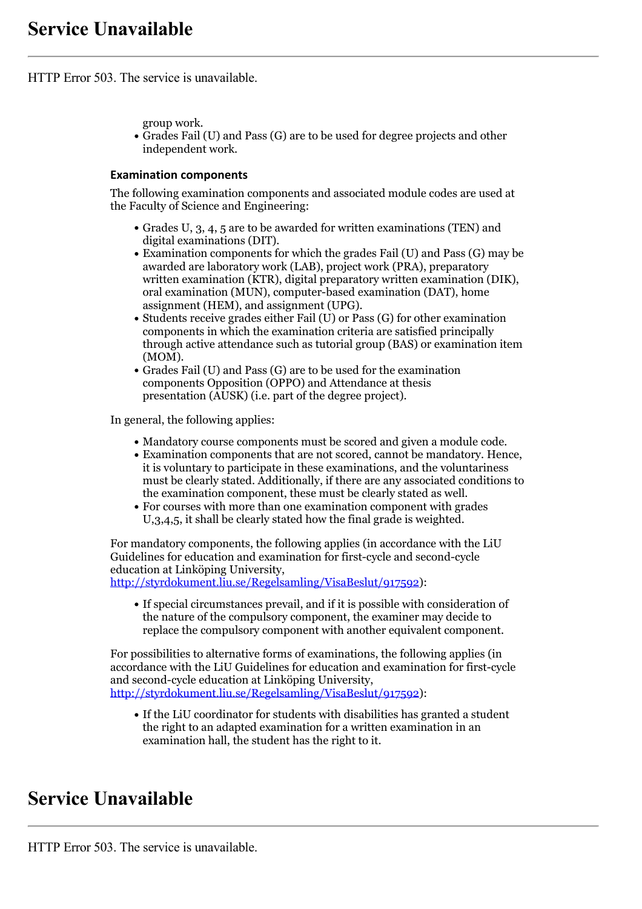group work.

- Grades Fail (U) and Pass (G) are to be used for degree projects and other independent work.

#### Examination components

The following examination components and associated module codes are used at the Faculty of Science and Engineering:

- Grades U, 3, 4, 5 are to be awarded for written examinations (TEN) and digital examinations (DIT).
- Examination components for which the grades Fail (U) and Pass (G) may be awarded are laboratory work (LAB), project work (PRA), preparatory written examination (KTR), digital preparatory written examination (DIK), oral examination (MUN), computer-based examination (DAT), home assignment (HEM), and assignment (UPG).
- Students receive grades either Fail (U) or Pass (G) for other examination components in which the examination criteria are satisfied principally through active attendance such as tutorial group (BAS) or examination item (MOM).
- Grades Fail (U) and Pass (G) are to be used for the examination components Opposition (OPPO) and Attendance at thesis presentation (AUSK) (i.e. part of the degree project).

In general, the following applies:

- Mandatory course components must be scored and given a module code.
- Examination components that are not scored, cannot be mandatory. Hence, it is voluntary to participate in these examinations, and the voluntariness must be clearly stated. Additionally, if there are any associated conditions to the examination component, these must be clearly stated as well.
- For courses with more than one examination component with grades U,3,4,5, it shall be clearly stated how the final grade is weighted.

For mandatory components, the following applies (in accordance with the LiU Guidelines for education and examination for first-cycle and second-cycle education at Linköping University, [http://styrdokument.liu.se/Regelsamling/VisaBeslut/917592](http://styrdokument.liu.se/Regelsamling/VisaBeslut/917592)):

- If special circumstances prevail, and if it is possible with consideration of the nature of the compulsory component, the examiner may decide to replace the compulsory component with another equivalent component.

For possibilities to alternative forms of examinations, the following applies (in accordance with the LiU Guidelines for education and examination for first-cycle and second-cycle education at Linköping University, [http://styrdokument.liu.se/Regelsamling/VisaBeslut/917592](http://styrdokument.liu.se/Regelsamling/VisaBeslut/917592)):

- If the LiU coordinator for students with disabilities has granted a student the right to an adapted examination for a written examination in an examination hall, the student has the right to it.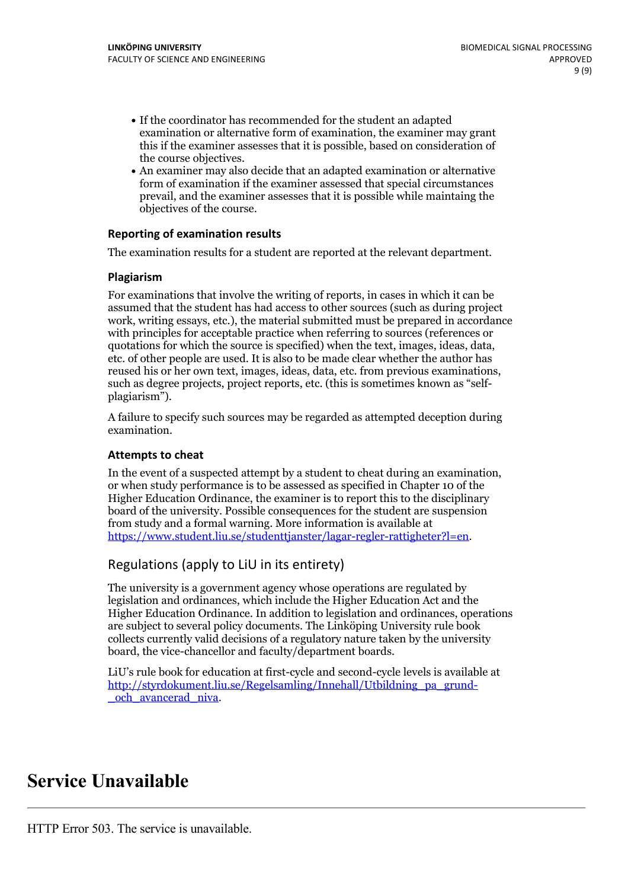- If the coordinator has recommended for the student an adapted examination or alternative form of examination, the examiner may grant this if the examiner assesses that it is possible, based on consideration of the course objectives.
- An examiner may also decide that an adapted examination or alternative form of examination if the examiner assessed that special circumstances prevail, and the examiner assesses that it is possible while maintaing the objectives of the course.

### Reporting of examination results

The examination results for a student are reported at the relevant department.

### Plagiarism

For examinations that involve the writing of reports, in cases in which it can be assumed that the student has had access to other sources (such as during project work, writing essays, etc.), the material submitted must be prepared in accordance with principles for acceptable practice when referring to sources (references or quotations for which the source is specified) when the text, images, ideas, data, etc. of other people are used. It is also to be made clear whether the author has reused his or her own text, images, ideas, data, etc. from previous examinations, such as degree projects, project reports, etc. (this is sometimes known as "self-plagiarism").

A failure to specify such sources may be regarded as attempted deception during examination.

### Attempts to cheat

In the event of a suspected attempt by a student to cheat during an examination, or when study performance is to be assessed as specified in Chapter 10 of the Higher Education Ordinance, the examiner is to report this to the disciplinary board of the university. Possible consequences for the student are suspension from study and a formal warning. More information is available at https://www.student.liu.se/studenttjanster/lagar-regler-rattigheter?l=en.

## Regulations (apply to LiU in its entirety)

The university is a government agency whose operations are regulated by legislation and ordinances, which include the Higher Education Act and the Higher Education Ordinance. In addition to legislation and ordinances, operations are subject to several policy documents. The Linköping University rule book collects currently valid decisions of a regulatory nature taken by the university board, the vice-chancellor and faculty/department boards.

LiU's rule book for education at first-cycle and second-cycle levels is available at http://styrdokument.liu.se/Regelsamling/Innehall/Utbildning_pa_grund-_och_avancerad_niva.

# Service Unavailable

HTTP Error 503. The service is unavailable.